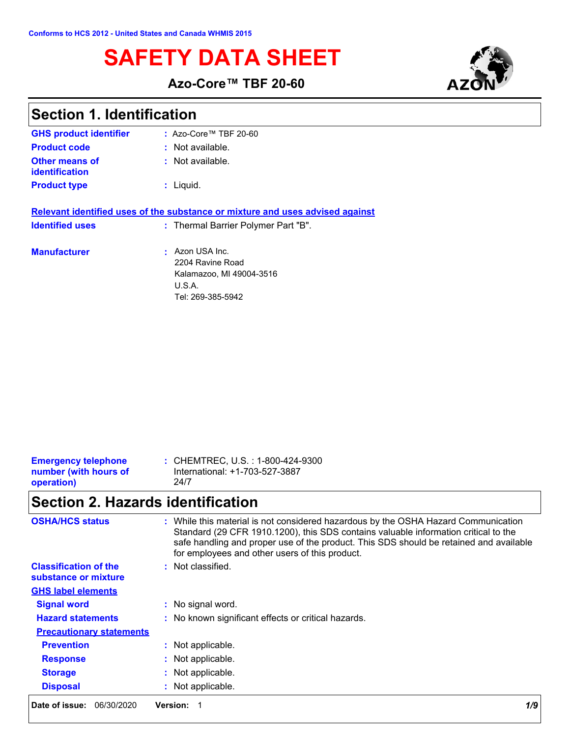Conforms to HCS 2012 - United States and Canada WHMIS 2015

# SAFETY DATA SHEET

**Azo-Core™ TBF 20-60**

## Section 1. Identification

| | |
|---|---|
| **GHS product identifier** | : Azo-Core™ TBF 20-60 |
| **Product code** | : Not available. |
| **Other means of identification** | : Not available. |
| **Product type** | : Liquid. |

**Relevant identified uses of the substance or mixture and uses advised against**

| | |
|---|---|
| **Identified uses** | : Thermal Barrier Polymer Part "B". |
| **Manufacturer** | : Azon USA Inc.<br>2204 Ravine Road<br>Kalamazoo, MI 49004-3516<br>U.S.A.<br>Tel: 269-385-5942 |
| **Emergency telephone number (with hours of operation)** | : CHEMTREC, U.S. : 1-800-424-9300<br>International: +1-703-527-3887<br>24/7 |

## Section 2. Hazards identification

| | |
|---|---|
| **OSHA/HCS status** | : While this material is not considered hazardous by the OSHA Hazard Communication Standard (29 CFR 1910.1200), this SDS contains valuable information critical to the safe handling and proper use of the product. This SDS should be retained and available for employees and other users of this product. |
| **Classification of the substance or mixture** | : Not classified. |

**GHS label elements**

| | |
|---|---|
| **Signal word** | : No signal word. |
| **Hazard statements** | : No known significant effects or critical hazards. |

**Precautionary statements**

| | |
|---|---|
| **Prevention** | : Not applicable. |
| **Response** | : Not applicable. |
| **Storage** | : Not applicable. |
| **Disposal** | : Not applicable. |

**Date of issue:** 06/30/2020 **Version:** 1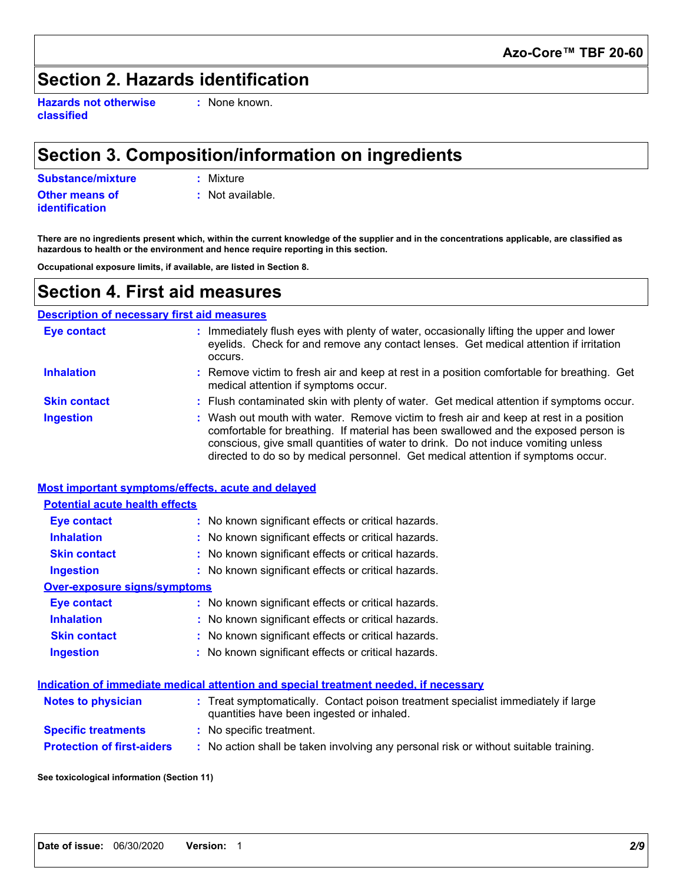## Section 2. Hazards identification

**Hazards not otherwise classified** : None known.

## Section 3. Composition/information on ingredients

**Substance/mixture** : Mixture

**Other means of identification** : Not available.

**There are no ingredients present which, within the current knowledge of the supplier and in the concentrations applicable, are classified as hazardous to health or the environment and hence require reporting in this section.**

**Occupational exposure limits, if available, are listed in Section 8.**

## Section 4. First aid measures

### Description of necessary first aid measures

**Eye contact** : Immediately flush eyes with plenty of water, occasionally lifting the upper and lower eyelids. Check for and remove any contact lenses. Get medical attention if irritation occurs.

**Inhalation** : Remove victim to fresh air and keep at rest in a position comfortable for breathing. Get medical attention if symptoms occur.

**Skin contact** : Flush contaminated skin with plenty of water. Get medical attention if symptoms occur.

**Ingestion** : Wash out mouth with water. Remove victim to fresh air and keep at rest in a position comfortable for breathing. If material has been swallowed and the exposed person is conscious, give small quantities of water to drink. Do not induce vomiting unless directed to do so by medical personnel. Get medical attention if symptoms occur.

### Most important symptoms/effects, acute and delayed

#### Potential acute health effects

**Eye contact** : No known significant effects or critical hazards.

**Inhalation** : No known significant effects or critical hazards.

**Skin contact** : No known significant effects or critical hazards.

**Ingestion** : No known significant effects or critical hazards.

#### Over-exposure signs/symptoms

**Eye contact** : No known significant effects or critical hazards.

**Inhalation** : No known significant effects or critical hazards.

**Skin contact** : No known significant effects or critical hazards.

**Ingestion** : No known significant effects or critical hazards.

### Indication of immediate medical attention and special treatment needed, if necessary

**Notes to physician** : Treat symptomatically. Contact poison treatment specialist immediately if large quantities have been ingested or inhaled.

**Specific treatments** : No specific treatment.

**Protection of first-aiders** : No action shall be taken involving any personal risk or without suitable training.

**See toxicological information (Section 11)**

**Date of issue:** 06/30/2020 **Version:** 1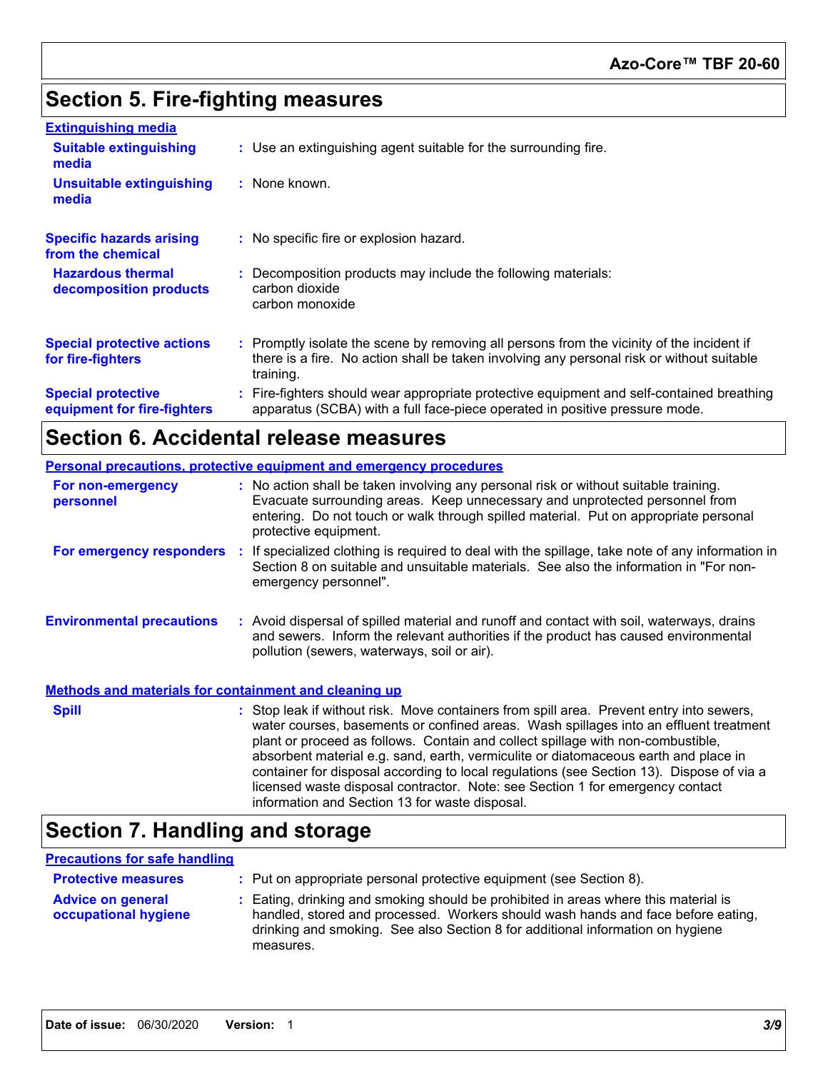## Section 5. Fire-fighting measures

### Extinguishing media

**Suitable extinguishing media** : Use an extinguishing agent suitable for the surrounding fire.

**Unsuitable extinguishing media** : None known.

**Specific hazards arising from the chemical** : No specific fire or explosion hazard.

**Hazardous thermal decomposition products** : Decomposition products may include the following materials:
carbon dioxide
carbon monoxide

**Special protective actions for fire-fighters** : Promptly isolate the scene by removing all persons from the vicinity of the incident if there is a fire. No action shall be taken involving any personal risk or without suitable training.

**Special protective equipment for fire-fighters** : Fire-fighters should wear appropriate protective equipment and self-contained breathing apparatus (SCBA) with a full face-piece operated in positive pressure mode.

## Section 6. Accidental release measures

### Personal precautions, protective equipment and emergency procedures

**For non-emergency personnel** : No action shall be taken involving any personal risk or without suitable training. Evacuate surrounding areas. Keep unnecessary and unprotected personnel from entering. Do not touch or walk through spilled material. Put on appropriate personal protective equipment.

**For emergency responders** : If specialized clothing is required to deal with the spillage, take note of any information in Section 8 on suitable and unsuitable materials. See also the information in "For non-emergency personnel".

**Environmental precautions** : Avoid dispersal of spilled material and runoff and contact with soil, waterways, drains and sewers. Inform the relevant authorities if the product has caused environmental pollution (sewers, waterways, soil or air).

### Methods and materials for containment and cleaning up

**Spill** : Stop leak if without risk. Move containers from spill area. Prevent entry into sewers, water courses, basements or confined areas. Wash spillages into an effluent treatment plant or proceed as follows. Contain and collect spillage with non-combustible, absorbent material e.g. sand, earth, vermiculite or diatomaceous earth and place in container for disposal according to local regulations (see Section 13). Dispose of via a licensed waste disposal contractor. Note: see Section 1 for emergency contact information and Section 13 for waste disposal.

## Section 7. Handling and storage

### Precautions for safe handling

**Protective measures** : Put on appropriate personal protective equipment (see Section 8).

**Advice on general occupational hygiene** : Eating, drinking and smoking should be prohibited in areas where this material is handled, stored and processed. Workers should wash hands and face before eating, drinking and smoking. See also Section 8 for additional information on hygiene measures.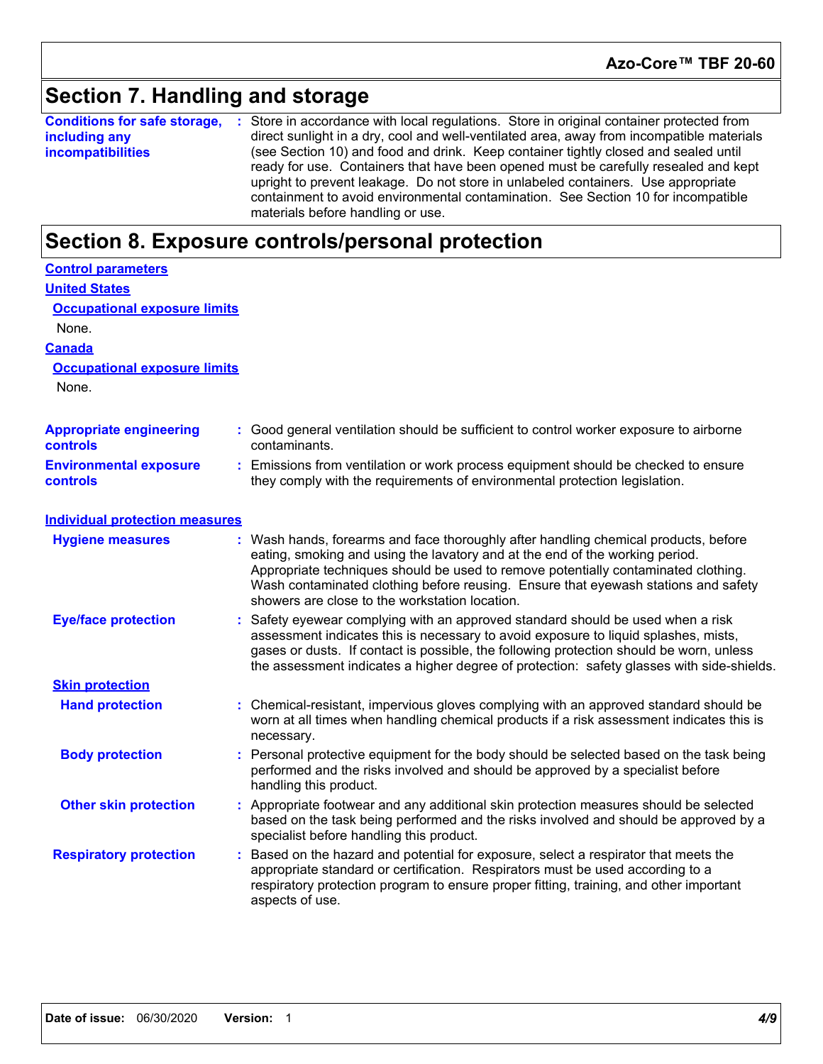## Section 7. Handling and storage

**Conditions for safe storage, including any incompatibilities** : Store in accordance with local regulations. Store in original container protected from direct sunlight in a dry, cool and well-ventilated area, away from incompatible materials (see Section 10) and food and drink. Keep container tightly closed and sealed until ready for use. Containers that have been opened must be carefully resealed and kept upright to prevent leakage. Do not store in unlabeled containers. Use appropriate containment to avoid environmental contamination. See Section 10 for incompatible materials before handling or use.

## Section 8. Exposure controls/personal protection

**Control parameters**

**United States**

**Occupational exposure limits**

None.

**Canada**

**Occupational exposure limits**

None.

**Appropriate engineering controls** : Good general ventilation should be sufficient to control worker exposure to airborne contaminants.

**Environmental exposure controls** : Emissions from ventilation or work process equipment should be checked to ensure they comply with the requirements of environmental protection legislation.

**Individual protection measures**

**Hygiene measures** : Wash hands, forearms and face thoroughly after handling chemical products, before eating, smoking and using the lavatory and at the end of the working period. Appropriate techniques should be used to remove potentially contaminated clothing. Wash contaminated clothing before reusing. Ensure that eyewash stations and safety showers are close to the workstation location.

**Eye/face protection** : Safety eyewear complying with an approved standard should be used when a risk assessment indicates this is necessary to avoid exposure to liquid splashes, mists, gases or dusts. If contact is possible, the following protection should be worn, unless the assessment indicates a higher degree of protection: safety glasses with side-shields.

**Skin protection**

**Hand protection** : Chemical-resistant, impervious gloves complying with an approved standard should be worn at all times when handling chemical products if a risk assessment indicates this is necessary.

**Body protection** : Personal protective equipment for the body should be selected based on the task being performed and the risks involved and should be approved by a specialist before handling this product.

**Other skin protection** : Appropriate footwear and any additional skin protection measures should be selected based on the task being performed and the risks involved and should be approved by a specialist before handling this product.

**Respiratory protection** : Based on the hazard and potential for exposure, select a respirator that meets the appropriate standard or certification. Respirators must be used according to a respiratory protection program to ensure proper fitting, training, and other important aspects of use.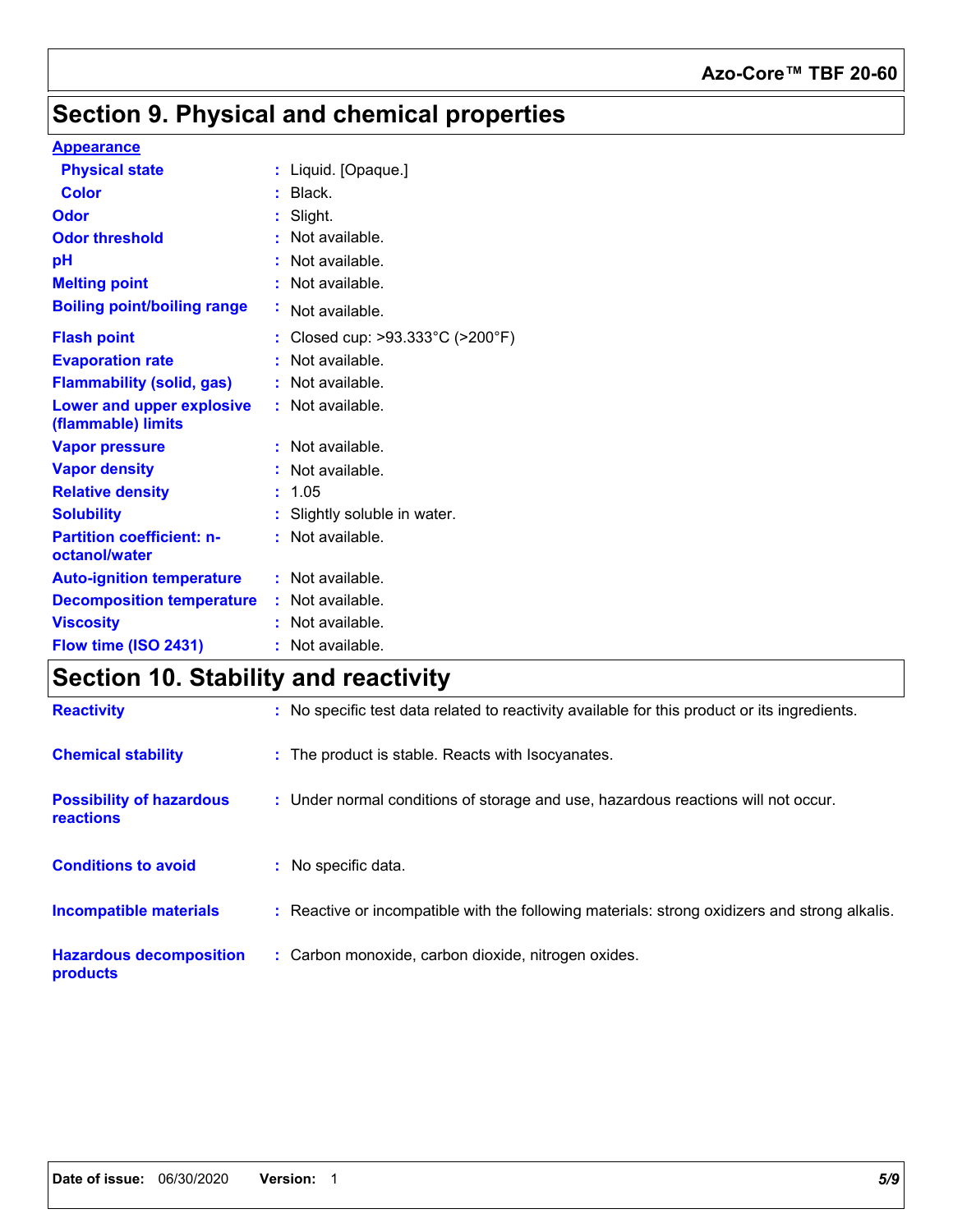# Section 9. Physical and chemical properties

**Appearance**

| | |
|---|---|
| **Physical state** | Liquid. [Opaque.] |
| **Color** | Black. |
| **Odor** | Slight. |
| **Odor threshold** | Not available. |
| **pH** | Not available. |
| **Melting point** | Not available. |
| **Boiling point/boiling range** | Not available. |
| **Flash point** | Closed cup: >93.333°C (>200°F) |
| **Evaporation rate** | Not available. |
| **Flammability (solid, gas)** | Not available. |
| **Lower and upper explosive (flammable) limits** | Not available. |
| **Vapor pressure** | Not available. |
| **Vapor density** | Not available. |
| **Relative density** | 1.05 |
| **Solubility** | Slightly soluble in water. |
| **Partition coefficient: n-octanol/water** | Not available. |
| **Auto-ignition temperature** | Not available. |
| **Decomposition temperature** | Not available. |
| **Viscosity** | Not available. |
| **Flow time (ISO 2431)** | Not available. |

# Section 10. Stability and reactivity

| | |
|---|---|
| **Reactivity** | No specific test data related to reactivity available for this product or its ingredients. |
| **Chemical stability** | The product is stable. Reacts with Isocyanates. |
| **Possibility of hazardous reactions** | Under normal conditions of storage and use, hazardous reactions will not occur. |
| **Conditions to avoid** | No specific data. |
| **Incompatible materials** | Reactive or incompatible with the following materials: strong oxidizers and strong alkalis. |
| **Hazardous decomposition products** | Carbon monoxide, carbon dioxide, nitrogen oxides. |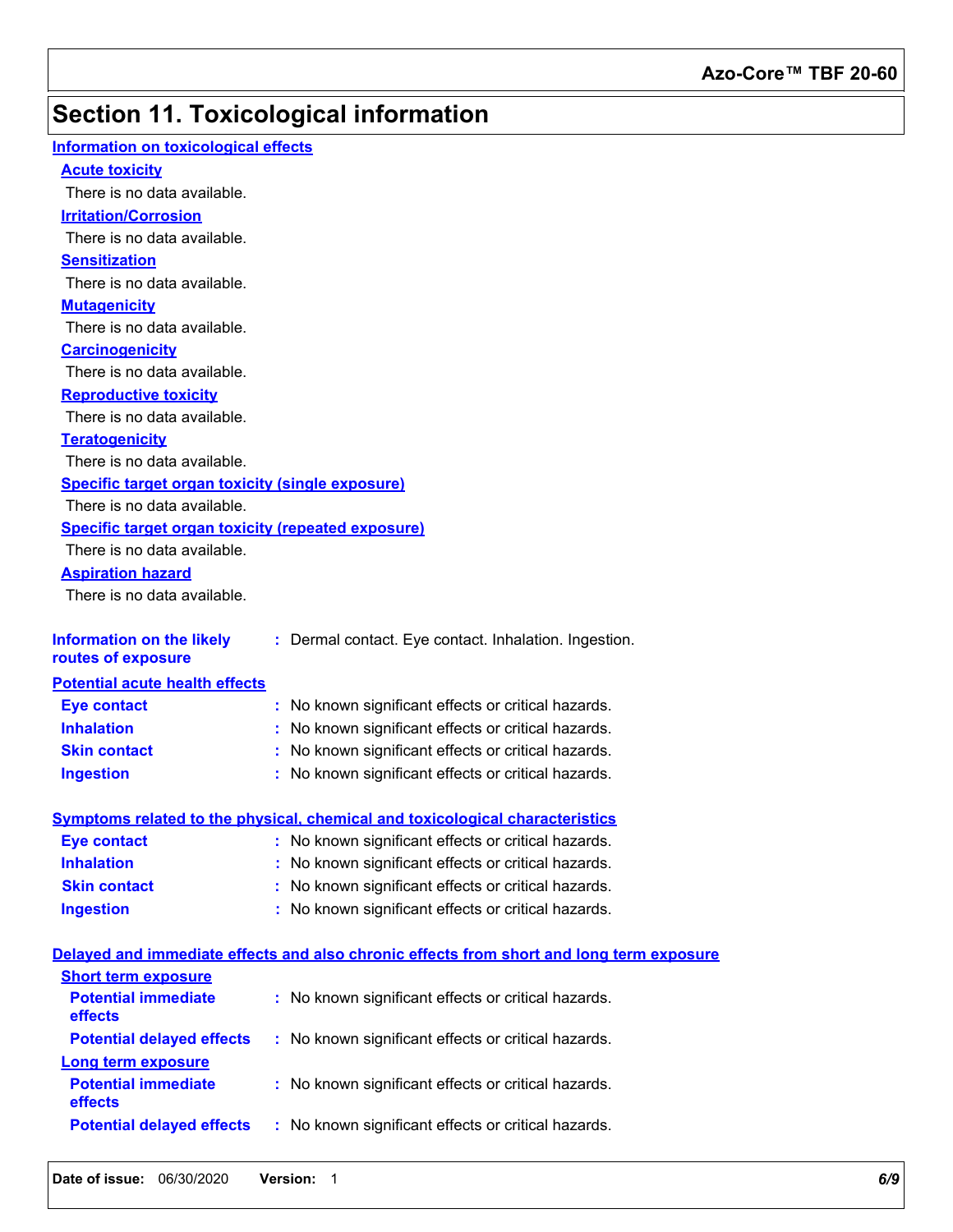## Section 11. Toxicological information

### Information on toxicological effects

#### Acute toxicity

There is no data available.

#### Irritation/Corrosion

There is no data available.

#### Sensitization

There is no data available.

#### Mutagenicity

There is no data available.

#### Carcinogenicity

There is no data available.

#### Reproductive toxicity

There is no data available.

#### Teratogenicity

There is no data available.

#### Specific target organ toxicity (single exposure)

There is no data available.

#### Specific target organ toxicity (repeated exposure)

There is no data available.

#### Aspiration hazard

There is no data available.

**Information on the likely routes of exposure** : Dermal contact. Eye contact. Inhalation. Ingestion.

### Potential acute health effects

**Eye contact** : No known significant effects or critical hazards.

**Inhalation** : No known significant effects or critical hazards.

**Skin contact** : No known significant effects or critical hazards.

**Ingestion** : No known significant effects or critical hazards.

### Symptoms related to the physical, chemical and toxicological characteristics

**Eye contact** : No known significant effects or critical hazards.

**Inhalation** : No known significant effects or critical hazards.

**Skin contact** : No known significant effects or critical hazards.

**Ingestion** : No known significant effects or critical hazards.

### Delayed and immediate effects and also chronic effects from short and long term exposure

#### Short term exposure

**Potential immediate effects** : No known significant effects or critical hazards.

**Potential delayed effects** : No known significant effects or critical hazards.

#### Long term exposure

**Potential immediate effects** : No known significant effects or critical hazards.

**Potential delayed effects** : No known significant effects or critical hazards.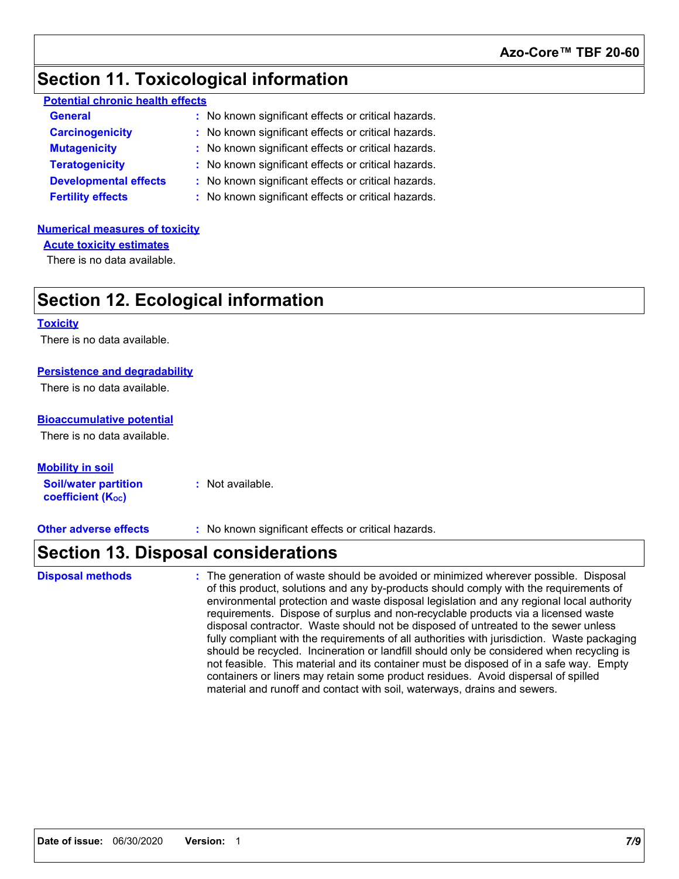## Section 11. Toxicological information

**Potential chronic health effects**

| | |
|---|---|
| **General** | : No known significant effects or critical hazards. |
| **Carcinogenicity** | : No known significant effects or critical hazards. |
| **Mutagenicity** | : No known significant effects or critical hazards. |
| **Teratogenicity** | : No known significant effects or critical hazards. |
| **Developmental effects** | : No known significant effects or critical hazards. |
| **Fertility effects** | : No known significant effects or critical hazards. |

**Numerical measures of toxicity**

**Acute toxicity estimates**

There is no data available.

## Section 12. Ecological information

**Toxicity**

There is no data available.

**Persistence and degradability**

There is no data available.

**Bioaccumulative potential**

There is no data available.

**Mobility in soil**

| | |
|---|---|
| **Soil/water partition coefficient ($K_{OC}$)** | : Not available. |

| | |
|---|---|
| **Other adverse effects** | : No known significant effects or critical hazards. |

## Section 13. Disposal considerations

| | |
|---|---|
| **Disposal methods** | : The generation of waste should be avoided or minimized wherever possible. Disposal of this product, solutions and any by-products should comply with the requirements of environmental protection and waste disposal legislation and any regional local authority requirements. Dispose of surplus and non-recyclable products via a licensed waste disposal contractor. Waste should not be disposed of untreated to the sewer unless fully compliant with the requirements of all authorities with jurisdiction. Waste packaging should be recycled. Incineration or landfill should only be considered when recycling is not feasible. This material and its container must be disposed of in a safe way. Empty containers or liners may retain some product residues. Avoid dispersal of spilled material and runoff and contact with soil, waterways, drains and sewers. |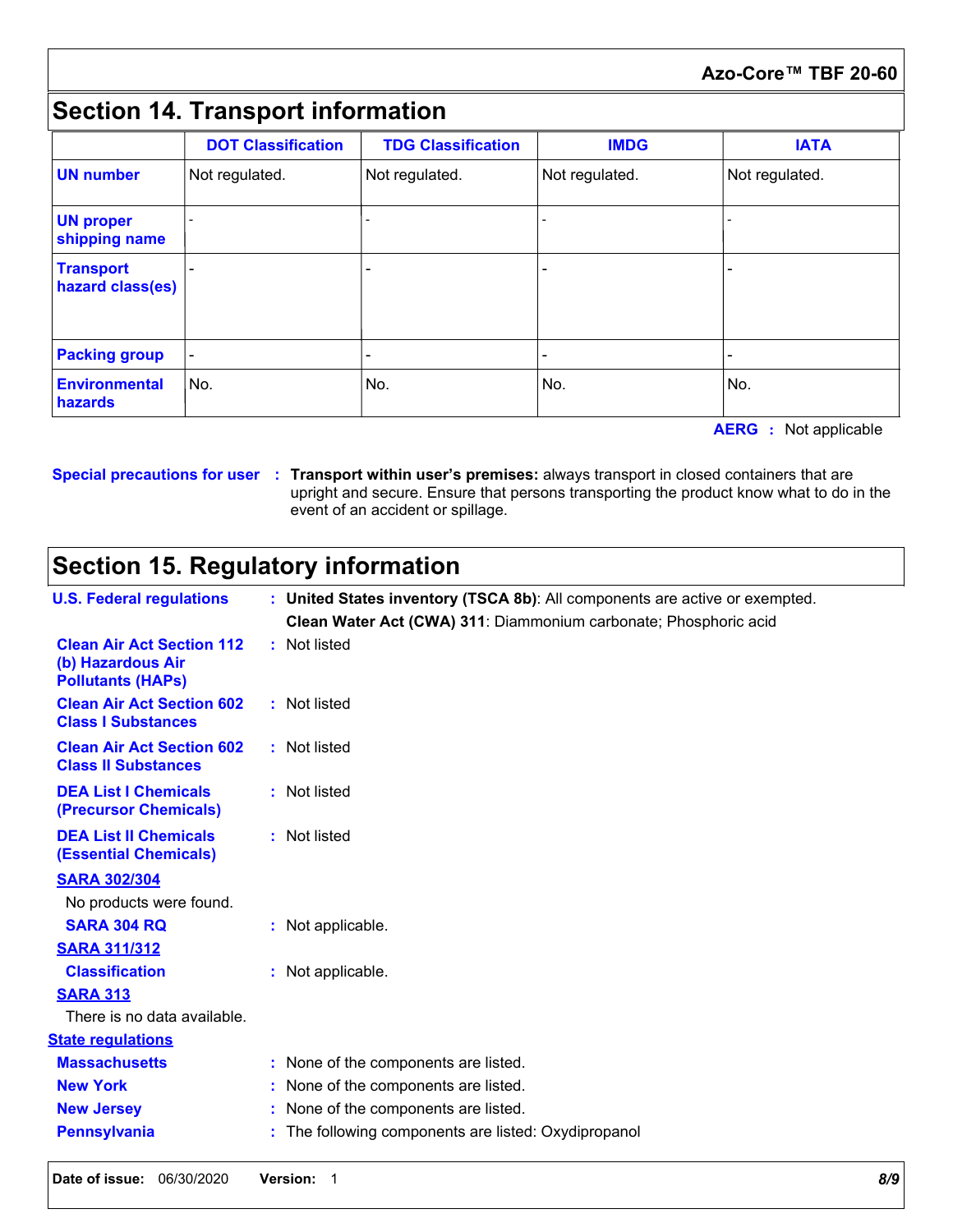# Section 14. Transport information

| | DOT Classification | TDG Classification | IMDG | IATA |
|---|---|---|---|---|
| **UN number** | Not regulated. | Not regulated. | Not regulated. | Not regulated. |
| **UN proper shipping name** | - | - | - | - |
| **Transport hazard class(es)** | - | - | - | - |
| **Packing group** | - | - | - | - |
| **Environmental hazards** | No. | No. | No. | No. |

**AERG** : Not applicable

**Special precautions for user** : **Transport within user's premises:** always transport in closed containers that are upright and secure. Ensure that persons transporting the product know what to do in the event of an accident or spillage.

# Section 15. Regulatory information

**U.S. Federal regulations** : **United States inventory (TSCA 8b)**: All components are active or exempted.

**Clean Water Act (CWA) 311**: Diammonium carbonate; Phosphoric acid

**Clean Air Act Section 112 (b) Hazardous Air Pollutants (HAPs)** : Not listed

**Clean Air Act Section 602 Class I Substances** : Not listed

**Clean Air Act Section 602 Class II Substances** : Not listed

**DEA List I Chemicals (Precursor Chemicals)** : Not listed

**DEA List II Chemicals (Essential Chemicals)** : Not listed

**SARA 302/304**

No products were found.

**SARA 304 RQ** : Not applicable.

**SARA 311/312**

**Classification** : Not applicable.

**SARA 313**

There is no data available.

**State regulations**

**Massachusetts** : None of the components are listed.

**New York** : None of the components are listed.

**New Jersey** : None of the components are listed.

**Pennsylvania** : The following components are listed: Oxydipropanol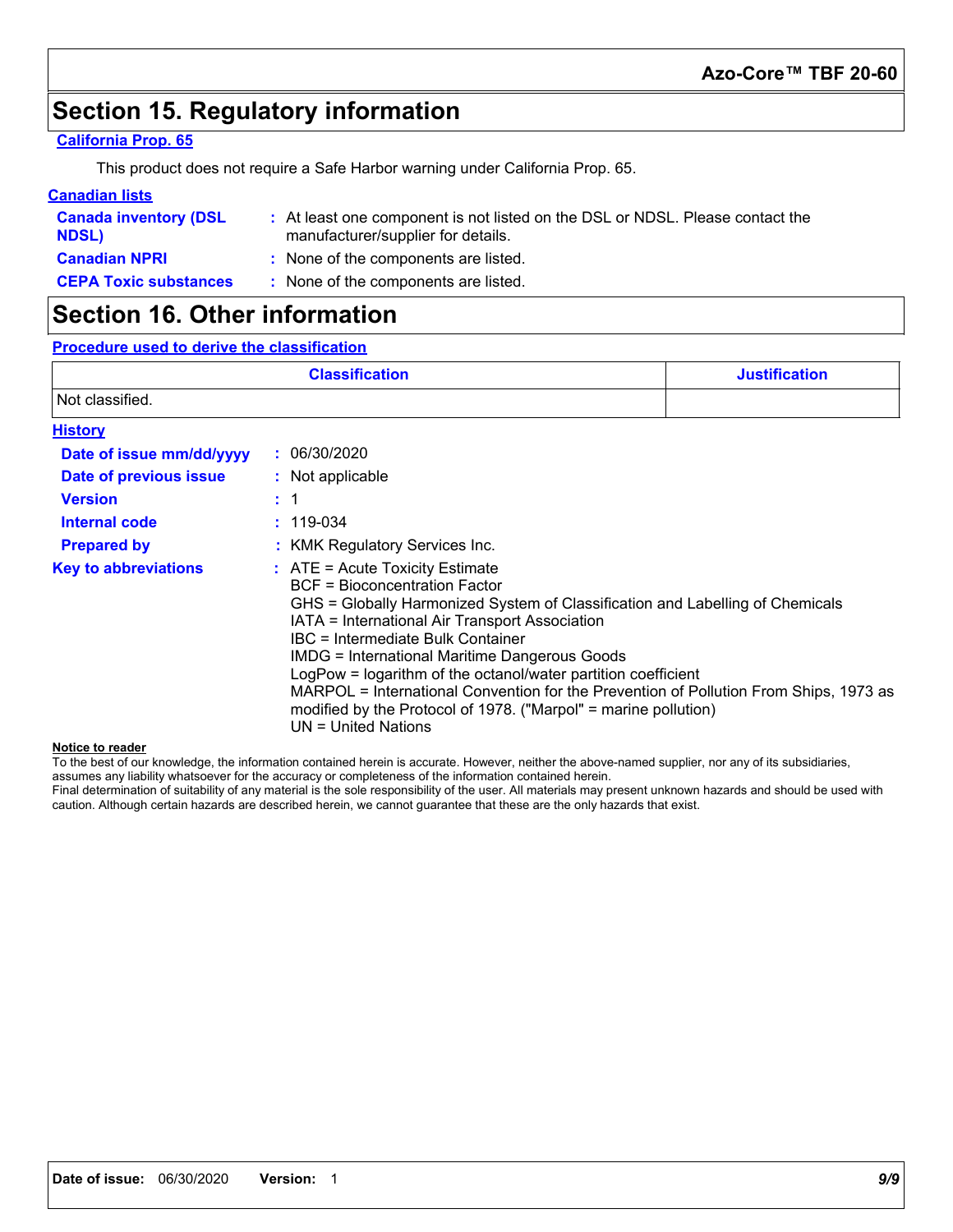## Section 15. Regulatory information

**California Prop. 65**

This product does not require a Safe Harbor warning under California Prop. 65.

**Canadian lists**

**Canada inventory (DSL NDSL)** : At least one component is not listed on the DSL or NDSL. Please contact the manufacturer/supplier for details.

**Canadian NPRI** : None of the components are listed.

**CEPA Toxic substances** : None of the components are listed.

## Section 16. Other information

**Procedure used to derive the classification**

| Classification | Justification |
|---|---|
| Not classified. | |

**History**

**Date of issue mm/dd/yyyy** : 06/30/2020

**Date of previous issue** : Not applicable

**Version** : 1

**Internal code** : 119-034

**Prepared by** : KMK Regulatory Services Inc.

**Key to abbreviations** :
ATE = Acute Toxicity Estimate
BCF = Bioconcentration Factor
GHS = Globally Harmonized System of Classification and Labelling of Chemicals
IATA = International Air Transport Association
IBC = Intermediate Bulk Container
IMDG = International Maritime Dangerous Goods
LogPow = logarithm of the octanol/water partition coefficient
MARPOL = International Convention for the Prevention of Pollution From Ships, 1973 as modified by the Protocol of 1978. ("Marpol" = marine pollution)
UN = United Nations

**Notice to reader**

To the best of our knowledge, the information contained herein is accurate. However, neither the above-named supplier, nor any of its subsidiaries, assumes any liability whatsoever for the accuracy or completeness of the information contained herein.
Final determination of suitability of any material is the sole responsibility of the user. All materials may present unknown hazards and should be used with caution. Although certain hazards are described herein, we cannot guarantee that these are the only hazards that exist.